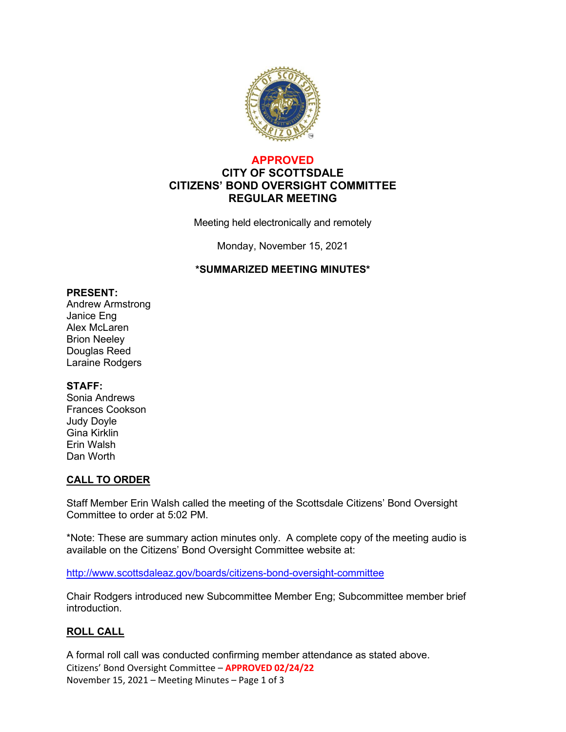**APPROVED**

# CITY OF SCOTTSDALE
# CITIZENS' BOND OVERSIGHT COMMITTEE
# REGULAR MEETING

Meeting held electronically and remotely

Monday, November 15, 2021

**\*SUMMARIZED MEETING MINUTES\***

**PRESENT:**
Andrew Armstrong
Janice Eng
Alex McLaren
Brion Neeley
Douglas Reed
Laraine Rodgers

**STAFF:**
Sonia Andrews
Frances Cookson
Judy Doyle
Gina Kirklin
Erin Walsh
Dan Worth

## CALL TO ORDER

Staff Member Erin Walsh called the meeting of the Scottsdale Citizens' Bond Oversight Committee to order at 5:02 PM.

*Note: These are summary action minutes only. A complete copy of the meeting audio is available on the Citizens' Bond Oversight Committee website at:

http://www.scottsdaleaz.gov/boards/citizens-bond-oversight-committee

Chair Rodgers introduced new Subcommittee Member Eng; Subcommittee member brief introduction.

## ROLL CALL

A formal roll call was conducted confirming member attendance as stated above.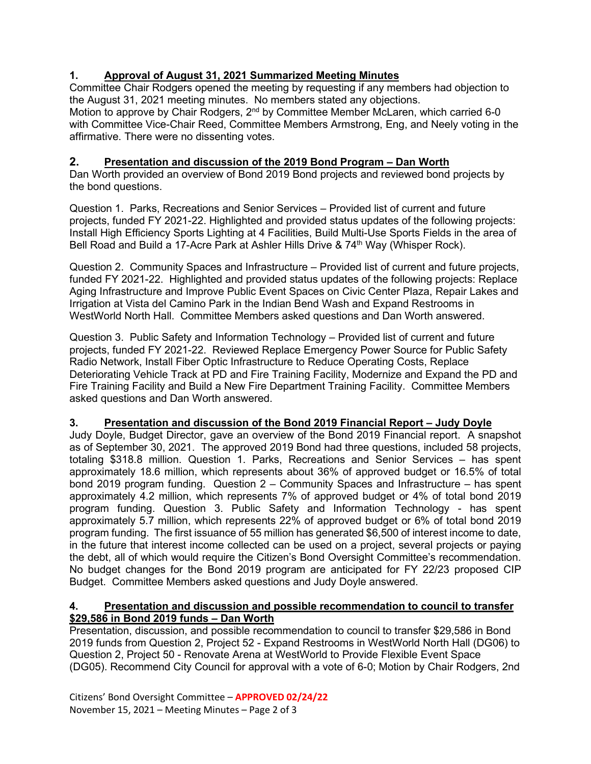## 1. Approval of August 31, 2021 Summarized Meeting Minutes

Committee Chair Rodgers opened the meeting by requesting if any members had objection to the August 31, 2021 meeting minutes. No members stated any objections.
Motion to approve by Chair Rodgers, 2nd by Committee Member McLaren, which carried 6-0 with Committee Vice-Chair Reed, Committee Members Armstrong, Eng, and Neely voting in the affirmative. There were no dissenting votes.

## 2. Presentation and discussion of the 2019 Bond Program – Dan Worth

Dan Worth provided an overview of Bond 2019 Bond projects and reviewed bond projects by the bond questions.

Question 1. Parks, Recreations and Senior Services – Provided list of current and future projects, funded FY 2021-22. Highlighted and provided status updates of the following projects: Install High Efficiency Sports Lighting at 4 Facilities, Build Multi-Use Sports Fields in the area of Bell Road and Build a 17-Acre Park at Ashler Hills Drive & 74th Way (Whisper Rock).

Question 2. Community Spaces and Infrastructure – Provided list of current and future projects, funded FY 2021-22. Highlighted and provided status updates of the following projects: Replace Aging Infrastructure and Improve Public Event Spaces on Civic Center Plaza, Repair Lakes and Irrigation at Vista del Camino Park in the Indian Bend Wash and Expand Restrooms in WestWorld North Hall. Committee Members asked questions and Dan Worth answered.

Question 3. Public Safety and Information Technology – Provided list of current and future projects, funded FY 2021-22. Reviewed Replace Emergency Power Source for Public Safety Radio Network, Install Fiber Optic Infrastructure to Reduce Operating Costs, Replace Deteriorating Vehicle Track at PD and Fire Training Facility, Modernize and Expand the PD and Fire Training Facility and Build a New Fire Department Training Facility. Committee Members asked questions and Dan Worth answered.

## 3. Presentation and discussion of the Bond 2019 Financial Report – Judy Doyle

Judy Doyle, Budget Director, gave an overview of the Bond 2019 Financial report. A snapshot as of September 30, 2021. The approved 2019 Bond had three questions, included 58 projects, totaling $318.8 million. Question 1. Parks, Recreations and Senior Services – has spent approximately 18.6 million, which represents about 36% of approved budget or 16.5% of total bond 2019 program funding. Question 2 – Community Spaces and Infrastructure – has spent approximately 4.2 million, which represents 7% of approved budget or 4% of total bond 2019 program funding. Question 3. Public Safety and Information Technology - has spent approximately 5.7 million, which represents 22% of approved budget or 6% of total bond 2019 program funding. The first issuance of 55 million has generated $6,500 of interest income to date, in the future that interest income collected can be used on a project, several projects or paying the debt, all of which would require the Citizen's Bond Oversight Committee's recommendation. No budget changes for the Bond 2019 program are anticipated for FY 22/23 proposed CIP Budget. Committee Members asked questions and Judy Doyle answered.

## 4. Presentation and discussion and possible recommendation to council to transfer $29,586 in Bond 2019 funds – Dan Worth

Presentation, discussion, and possible recommendation to council to transfer $29,586 in Bond 2019 funds from Question 2, Project 52 - Expand Restrooms in WestWorld North Hall (DG06) to Question 2, Project 50 - Renovate Arena at WestWorld to Provide Flexible Event Space (DG05). Recommend City Council for approval with a vote of 6-0; Motion by Chair Rodgers, 2nd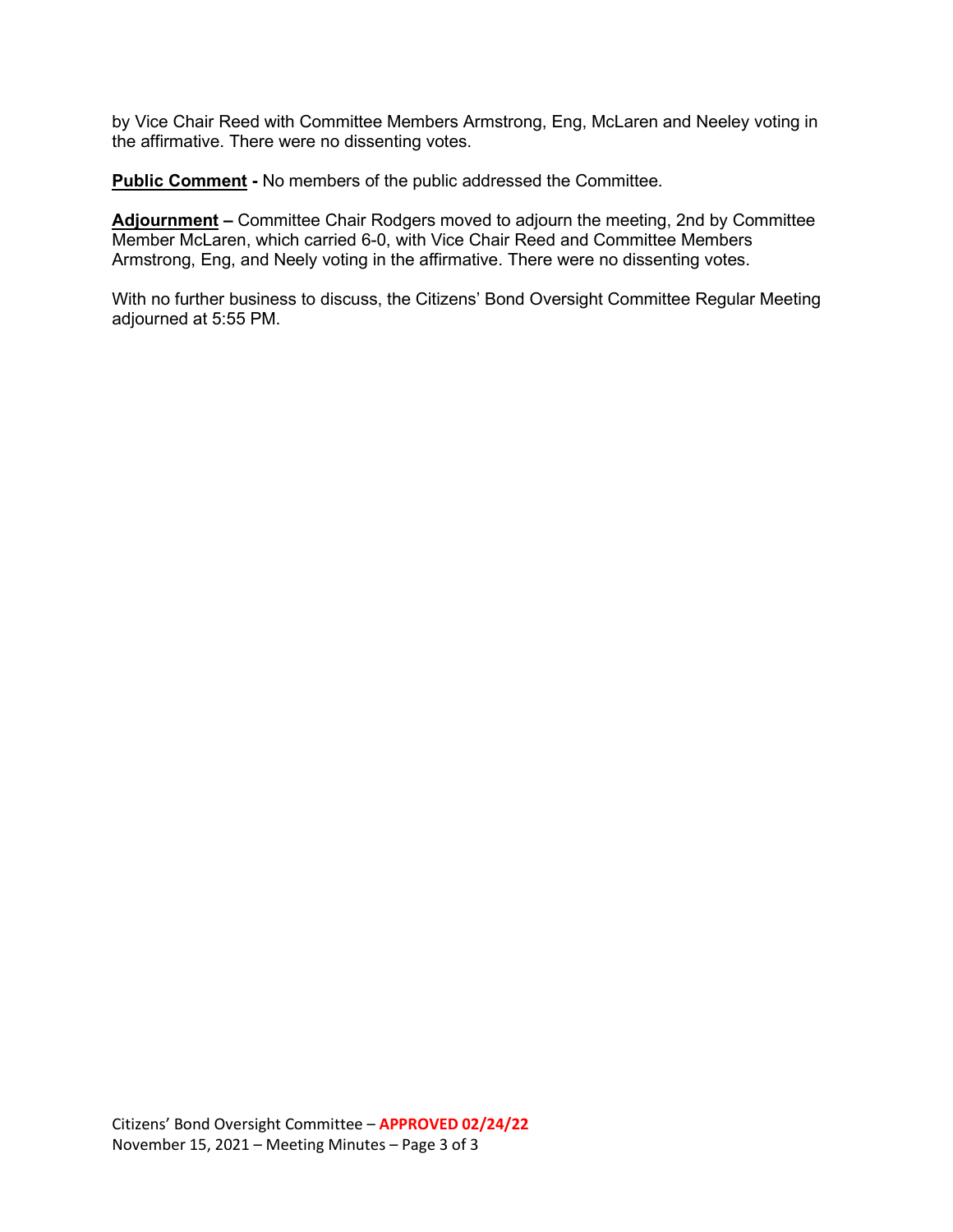by Vice Chair Reed with Committee Members Armstrong, Eng, McLaren and Neeley voting in the affirmative. There were no dissenting votes.

**Public Comment -** No members of the public addressed the Committee.

**Adjournment –** Committee Chair Rodgers moved to adjourn the meeting, 2nd by Committee Member McLaren, which carried 6-0, with Vice Chair Reed and Committee Members Armstrong, Eng, and Neely voting in the affirmative. There were no dissenting votes.

With no further business to discuss, the Citizens' Bond Oversight Committee Regular Meeting adjourned at 5:55 PM.